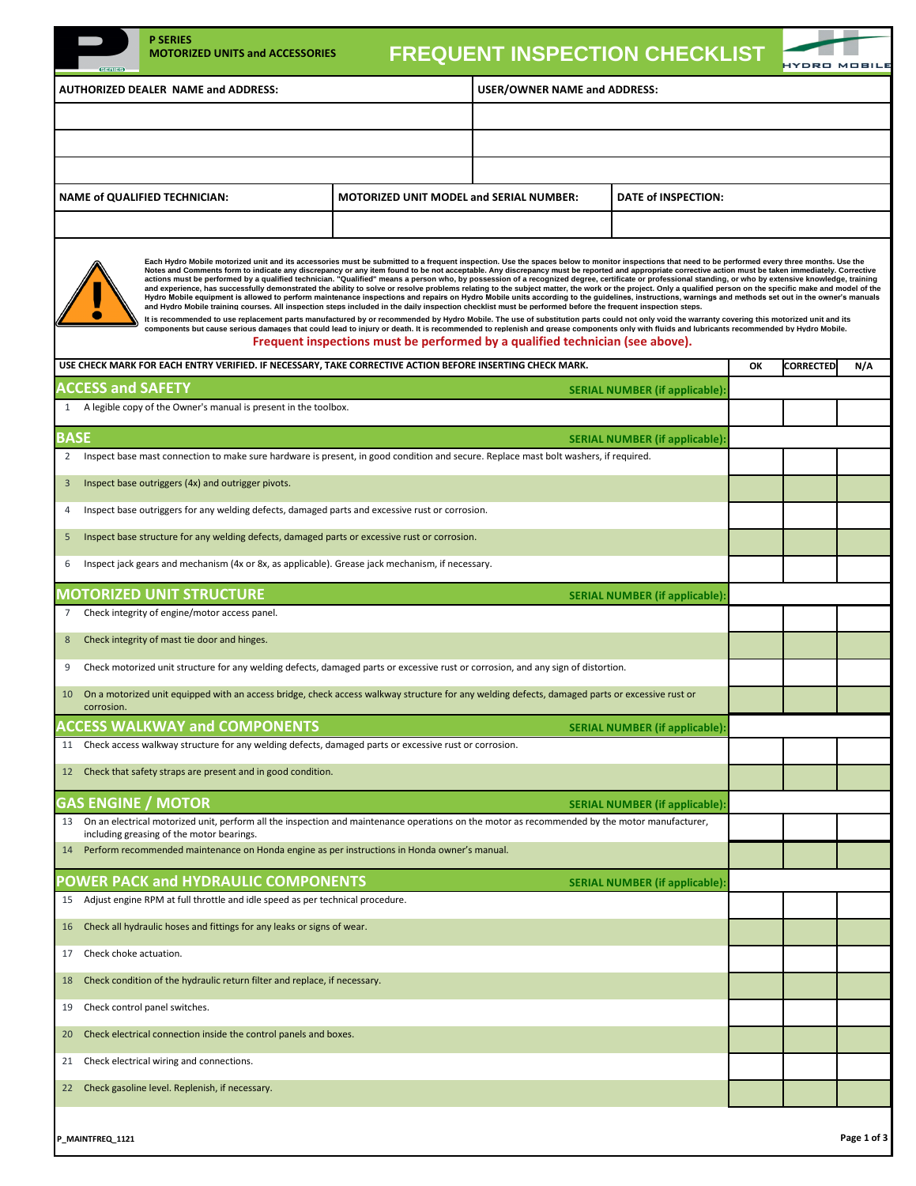**P SERIES**
**MOTORIZED UNITS and ACCESSORIES**

# FREQUENT INSPECTION CHECKLIST

HYDRO MOBILE

| AUTHORIZED DEALER NAME and ADDRESS: | USER/OWNER NAME and ADDRESS: |
|---|---|
| | |
| | |
| | |

| NAME of QUALIFIED TECHNICIAN: | MOTORIZED UNIT MODEL and SERIAL NUMBER: | DATE of INSPECTION: |
|---|---|---|
| | | |

**Each Hydro Mobile motorized unit and its accessories must be submitted to a frequent inspection. Use the spaces below to monitor inspections that need to be performed every three months. Use the Notes and Comments form to indicate any discrepancy or any item found to be not acceptable. Any discrepancy must be reported and appropriate corrective action must be taken immediately. Corrective actions must be performed by a qualified technician. "Qualified" means a person who, by possession of a recognized degree, certificate or professional standing, or who by extensive knowledge, training and experience, has successfully demonstrated the ability to solve or resolve problems relating to the subject matter, the work or the project. Only a qualified person on the specific make and model of the Hydro Mobile equipment is allowed to perform maintenance inspections and repairs on Hydro Mobile units according to the guidelines, instructions, warnings and methods set out in the owner's manuals and Hydro Mobile training courses. All inspection steps included in the daily inspection checklist must be performed before the frequent inspection steps.**

**It is recommended to use replacement parts manufactured by or recommended by Hydro Mobile. The use of substitution parts could not only void the warranty covering this motorized unit and its components but cause serious damages that could lead to injury or death. It is recommended to replenish and grease components only with fluids and lubricants recommended by Hydro Mobile.**

**Frequent inspections must be performed by a qualified technician (see above).**

| USE CHECK MARK FOR EACH ENTRY VERIFIED. IF NECESSARY, TAKE CORRECTIVE ACTION BEFORE INSERTING CHECK MARK. | | OK | CORRECTED | N/A |
|---|---|---|---|---|
| **ACCESS and SAFETY** | **SERIAL NUMBER (if applicable):** | | | |
| 1 | A legible copy of the Owner's manual is present in the toolbox. | | | |
| **BASE** | **SERIAL NUMBER (if applicable):** | | | |
| 2 | Inspect base mast connection to make sure hardware is present, in good condition and secure. Replace mast bolt washers, if required. | | | |
| 3 | Inspect base outriggers (4x) and outrigger pivots. | | | |
| 4 | Inspect base outriggers for any welding defects, damaged parts and excessive rust or corrosion. | | | |
| 5 | Inspect base structure for any welding defects, damaged parts or excessive rust or corrosion. | | | |
| 6 | Inspect jack gears and mechanism (4x or 8x, as applicable). Grease jack mechanism, if necessary. | | | |
| **MOTORIZED UNIT STRUCTURE** | **SERIAL NUMBER (if applicable):** | | | |
| 7 | Check integrity of engine/motor access panel. | | | |
| 8 | Check integrity of mast tie door and hinges. | | | |
| 9 | Check motorized unit structure for any welding defects, damaged parts or excessive rust or corrosion, and any sign of distortion. | | | |
| 10 | On a motorized unit equipped with an access bridge, check access walkway structure for any welding defects, damaged parts or excessive rust or corrosion. | | | |
| **ACCESS WALKWAY and COMPONENTS** | **SERIAL NUMBER (if applicable):** | | | |
| 11 | Check access walkway structure for any welding defects, damaged parts or excessive rust or corrosion. | | | |
| 12 | Check that safety straps are present and in good condition. | | | |
| **GAS ENGINE / MOTOR** | **SERIAL NUMBER (if applicable):** | | | |
| 13 | On an electrical motorized unit, perform all the inspection and maintenance operations on the motor as recommended by the motor manufacturer, including greasing of the motor bearings. | | | |
| 14 | Perform recommended maintenance on Honda engine as per instructions in Honda owner's manual. | | | |
| **POWER PACK and HYDRAULIC COMPONENTS** | **SERIAL NUMBER (if applicable):** | | | |
| 15 | Adjust engine RPM at full throttle and idle speed as per technical procedure. | | | |
| 16 | Check all hydraulic hoses and fittings for any leaks or signs of wear. | | | |
| 17 | Check choke actuation. | | | |
| 18 | Check condition of the hydraulic return filter and replace, if necessary. | | | |
| 19 | Check control panel switches. | | | |
| 20 | Check electrical connection inside the control panels and boxes. | | | |
| 21 | Check electrical wiring and connections. | | | |
| 22 | Check gasoline level. Replenish, if necessary. | | | |

P_MAINTFREQ_1121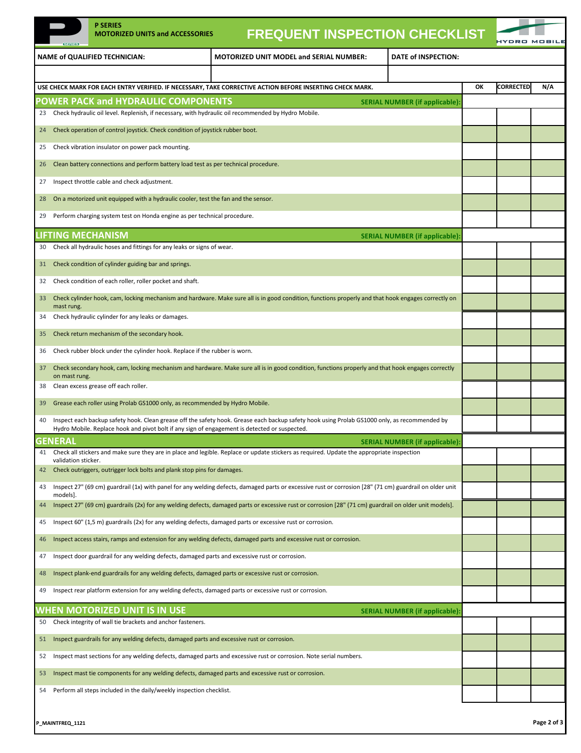P SERIES
MOTORIZED UNITS and ACCESSORIES

# FREQUENT INSPECTION CHECKLIST

| NAME of QUALIFIED TECHNICIAN: | MOTORIZED UNIT MODEL and SERIAL NUMBER: | DATE of INSPECTION: |
|---|---|---|
| | | |

| USE CHECK MARK FOR EACH ENTRY VERIFIED. IF NECESSARY, TAKE CORRECTIVE ACTION BEFORE INSERTING CHECK MARK. | | OK | CORRECTED | N/A |
|---|---|---|---|---|
| **POWER PACK and HYDRAULIC COMPONENTS** | **SERIAL NUMBER (if applicable):** | | | |
| 23 | Check hydraulic oil level. Replenish, if necessary, with hydraulic oil recommended by Hydro Mobile. | | | |
| 24 | Check operation of control joystick. Check condition of joystick rubber boot. | | | |
| 25 | Check vibration insulator on power pack mounting. | | | |
| 26 | Clean battery connections and perform battery load test as per technical procedure. | | | |
| 27 | Inspect throttle cable and check adjustment. | | | |
| 28 | On a motorized unit equipped with a hydraulic cooler, test the fan and the sensor. | | | |
| 29 | Perform charging system test on Honda engine as per technical procedure. | | | |
| **LIFTING MECHANISM** | **SERIAL NUMBER (if applicable):** | | | |
| 30 | Check all hydraulic hoses and fittings for any leaks or signs of wear. | | | |
| 31 | Check condition of cylinder guiding bar and springs. | | | |
| 32 | Check condition of each roller, roller pocket and shaft. | | | |
| 33 | Check cylinder hook, cam, locking mechanism and hardware. Make sure all is in good condition, functions properly and that hook engages correctly on mast rung. | | | |
| 34 | Check hydraulic cylinder for any leaks or damages. | | | |
| 35 | Check return mechanism of the secondary hook. | | | |
| 36 | Check rubber block under the cylinder hook. Replace if the rubber is worn. | | | |
| 37 | Check secondary hook, cam, locking mechanism and hardware. Make sure all is in good condition, functions properly and that hook engages correctly on mast rung. | | | |
| 38 | Clean excess grease off each roller. | | | |
| 39 | Grease each roller using Prolab GS1000 only, as recommended by Hydro Mobile. | | | |
| 40 | Inspect each backup safety hook. Clean grease off the safety hook. Grease each backup safety hook using Prolab GS1000 only, as recommended by Hydro Mobile. Replace hook and pivot bolt if any sign of engagement is detected or suspected. | | | |
| **GENERAL** | **SERIAL NUMBER (if applicable):** | | | |
| 41 | Check all stickers and make sure they are in place and legible. Replace or update stickers as required. Update the appropriate inspection validation sticker. | | | |
| 42 | Check outriggers, outrigger lock bolts and plank stop pins for damages. | | | |
| 43 | Inspect 27" (69 cm) guardrail (1x) with panel for any welding defects, damaged parts or excessive rust or corrosion [28" (71 cm) guardrail on older unit models]. | | | |
| 44 | Inspect 27" (69 cm) guardrails (2x) for any welding defects, damaged parts or excessive rust or corrosion [28" (71 cm) guardrail on older unit models]. | | | |
| 45 | Inspect 60" (1,5 m) guardrails (2x) for any welding defects, damaged parts or excessive rust or corrosion. | | | |
| 46 | Inspect access stairs, ramps and extension for any welding defects, damaged parts and excessive rust or corrosion. | | | |
| 47 | Inspect door guardrail for any welding defects, damaged parts and excessive rust or corrosion. | | | |
| 48 | Inspect plank-end guardrails for any welding defects, damaged parts or excessive rust or corrosion. | | | |
| 49 | Inspect rear platform extension for any welding defects, damaged parts or excessive rust or corrosion. | | | |
| **WHEN MOTORIZED UNIT IS IN USE** | **SERIAL NUMBER (if applicable):** | | | |
| 50 | Check integrity of wall tie brackets and anchor fasteners. | | | |
| 51 | Inspect guardrails for any welding defects, damaged parts and excessive rust or corrosion. | | | |
| 52 | Inspect mast sections for any welding defects, damaged parts and excessive rust or corrosion. Note serial numbers. | | | |
| 53 | Inspect mast tie components for any welding defects, damaged parts and excessive rust or corrosion. | | | |
| 54 | Perform all steps included in the daily/weekly inspection checklist. | | | |

P_MAINTFREQ_1121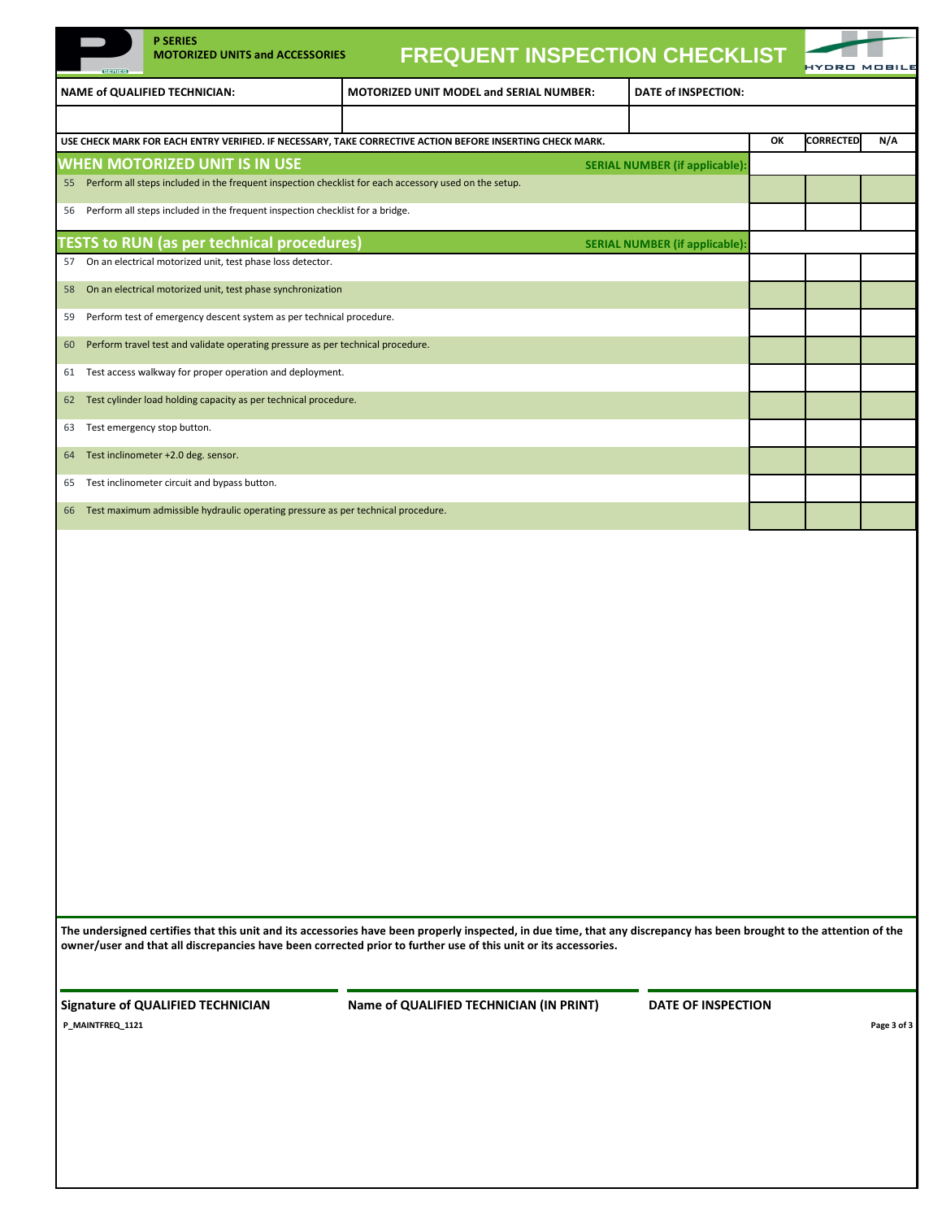**P SERIES**
**MOTORIZED UNITS and ACCESSORIES**

# FREQUENT INSPECTION CHECKLIST

HYDRO MOBILE

| NAME of QUALIFIED TECHNICIAN: | MOTORIZED UNIT MODEL and SERIAL NUMBER: | DATE of INSPECTION: |
|---|---|---|
| | | |

| USE CHECK MARK FOR EACH ENTRY VERIFIED. IF NECESSARY, TAKE CORRECTIVE ACTION BEFORE INSERTING CHECK MARK. | | OK | CORRECTED | N/A |
|---|---|---|---|---|
| **WHEN MOTORIZED UNIT IS IN USE** | **SERIAL NUMBER (if applicable):** | | | |
| 55 | Perform all steps included in the frequent inspection checklist for each accessory used on the setup. | | | |
| 56 | Perform all steps included in the frequent inspection checklist for a bridge. | | | |
| **TESTS to RUN (as per technical procedures)** | **SERIAL NUMBER (if applicable):** | | | |
| 57 | On an electrical motorized unit, test phase loss detector. | | | |
| 58 | On an electrical motorized unit, test phase synchronization | | | |
| 59 | Perform test of emergency descent system as per technical procedure. | | | |
| 60 | Perform travel test and validate operating pressure as per technical procedure. | | | |
| 61 | Test access walkway for proper operation and deployment. | | | |
| 62 | Test cylinder load holding capacity as per technical procedure. | | | |
| 63 | Test emergency stop button. | | | |
| 64 | Test inclinometer +2.0 deg. sensor. | | | |
| 65 | Test inclinometer circuit and bypass button. | | | |
| 66 | Test maximum admissible hydraulic operating pressure as per technical procedure. | | | |

**The undersigned certifies that this unit and its accessories have been properly inspected, in due time, that any discrepancy has been brought to the attention of the owner/user and that all discrepancies have been corrected prior to further use of this unit or its accessories.**

| Signature of QUALIFIED TECHNICIAN | Name of QUALIFIED TECHNICIAN (IN PRINT) | DATE OF INSPECTION |
|---|---|---|

P_MAINTFREQ_1121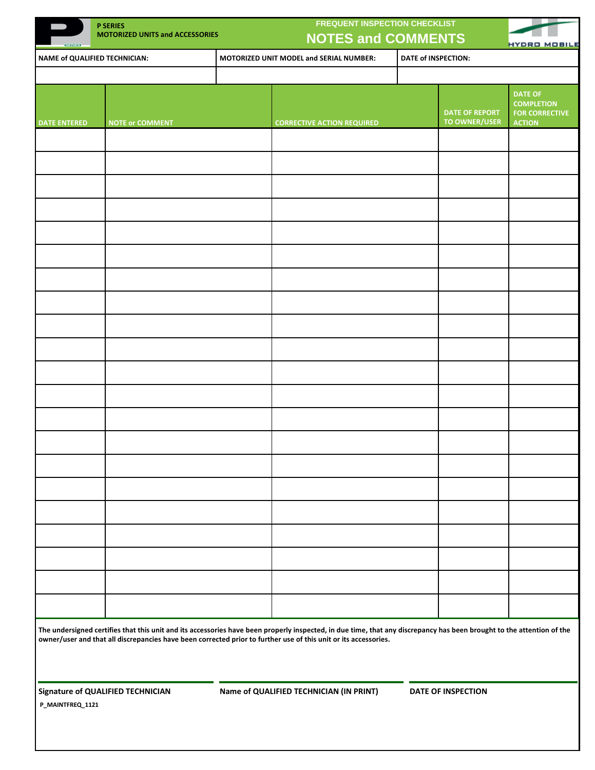**P SERIES**
**MOTORIZED UNITS and ACCESSORIES**

FREQUENT INSPECTION CHECKLIST

# NOTES and COMMENTS

HYDRO MOBILE

| NAME of QUALIFIED TECHNICIAN: | MOTORIZED UNIT MODEL and SERIAL NUMBER: | DATE of INSPECTION: |
|---|---|---|
| | | |

| DATE ENTERED | NOTE or COMMENT | CORRECTIVE ACTION REQUIRED | DATE OF REPORT TO OWNER/USER | DATE OF COMPLETION FOR CORRECTIVE ACTION |
|---|---|---|---|---|
| | | | | |
| | | | | |
| | | | | |
| | | | | |
| | | | | |
| | | | | |
| | | | | |
| | | | | |
| | | | | |
| | | | | |
| | | | | |
| | | | | |
| | | | | |
| | | | | |
| | | | | |
| | | | | |
| | | | | |
| | | | | |
| | | | | |
| | | | | |
| | | | | |

**The undersigned certifies that this unit and its accessories have been properly inspected, in due time, that any discrepancy has been brought to the attention of the owner/user and that all discrepancies have been corrected prior to further use of this unit or its accessories.**

**Signature of QUALIFIED TECHNICIAN** | **Name of QUALIFIED TECHNICIAN (IN PRINT)** | **DATE OF INSPECTION**

**P_MAINTFREQ_1121**